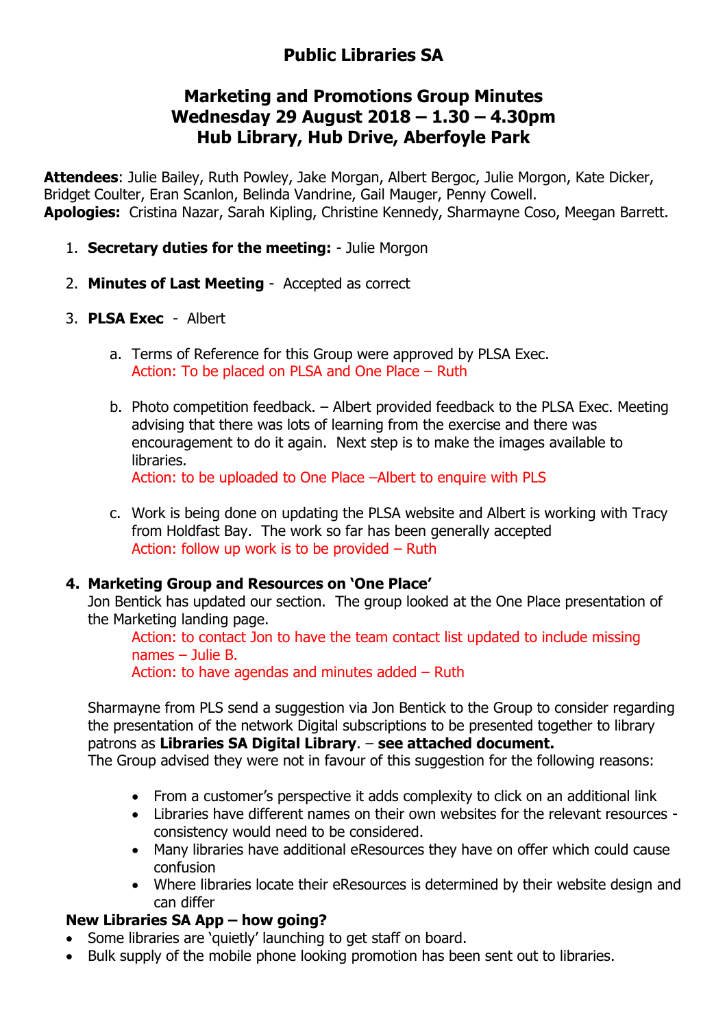# Public Libraries SA

## Marketing and Promotions Group Minutes
## Wednesday 29 August 2018 – 1.30 – 4.30pm
## Hub Library, Hub Drive, Aberfoyle Park

**Attendees**: Julie Bailey, Ruth Powley, Jake Morgan, Albert Bergoc, Julie Morgon, Kate Dicker, Bridget Coulter, Eran Scanlon, Belinda Vandrine, Gail Mauger, Penny Cowell.
**Apologies:** Cristina Nazar, Sarah Kipling, Christine Kennedy, Sharmayne Coso, Meegan Barrett.

1. **Secretary duties for the meeting:** - Julie Morgon

2. **Minutes of Last Meeting** - Accepted as correct

3. **PLSA Exec** - Albert

   a. Terms of Reference for this Group were approved by PLSA Exec.
      Action: To be placed on PLSA and One Place – Ruth

   b. Photo competition feedback. – Albert provided feedback to the PLSA Exec. Meeting advising that there was lots of learning from the exercise and there was encouragement to do it again. Next step is to make the images available to libraries.
      Action: to be uploaded to One Place –Albert to enquire with PLS

   c. Work is being done on updating the PLSA website and Albert is working with Tracy from Holdfast Bay. The work so far has been generally accepted
      Action: follow up work is to be provided – Ruth

4. **Marketing Group and Resources on 'One Place'**
   Jon Bentick has updated our section. The group looked at the One Place presentation of the Marketing landing page.
   Action: to contact Jon to have the team contact list updated to include missing names – Julie B.
   Action: to have agendas and minutes added – Ruth

   Sharmayne from PLS send a suggestion via Jon Bentick to the Group to consider regarding the presentation of the network Digital subscriptions to be presented together to library patrons as **Libraries SA Digital Library**. – **see attached document.**
   The Group advised they were not in favour of this suggestion for the following reasons:

   - From a customer's perspective it adds complexity to click on an additional link
   - Libraries have different names on their own websites for the relevant resources - consistency would need to be considered.
   - Many libraries have additional eResources they have on offer which could cause confusion
   - Where libraries locate their eResources is determined by their website design and can differ

**New Libraries SA App – how going?**

- Some libraries are 'quietly' launching to get staff on board.
- Bulk supply of the mobile phone looking promotion has been sent out to libraries.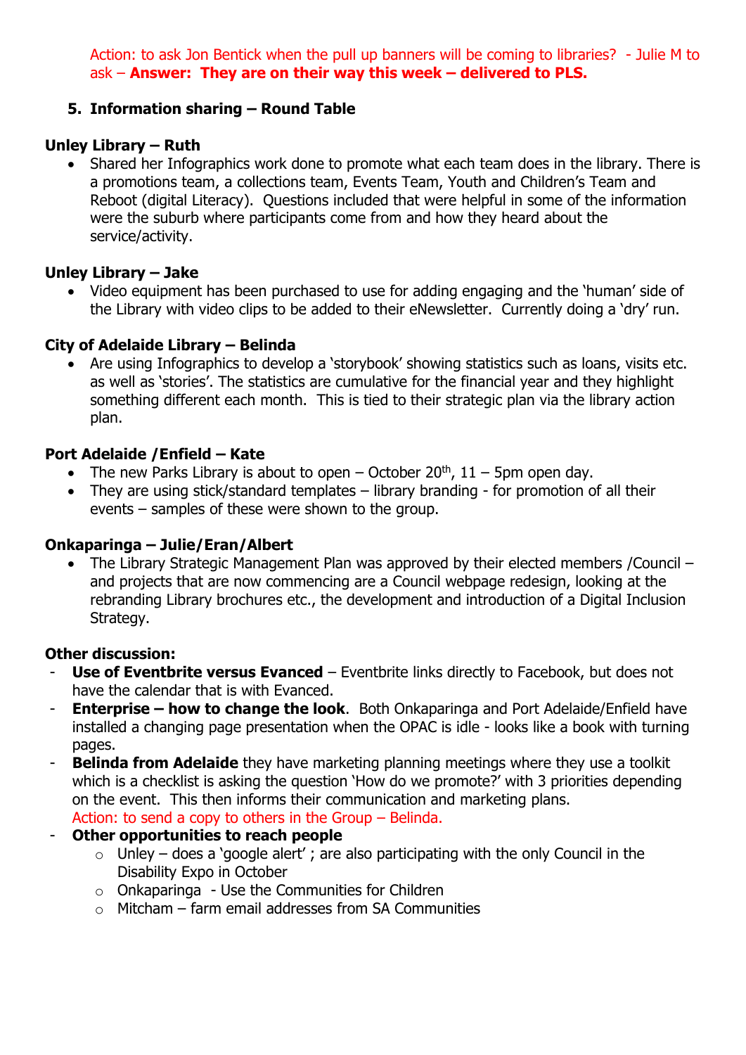Action: to ask Jon Bentick when the pull up banners will be coming to libraries? - Julie M to ask – **Answer: They are on their way this week – delivered to PLS.**

5. **Information sharing – Round Table**

**Unley Library – Ruth**

- Shared her Infographics work done to promote what each team does in the library. There is a promotions team, a collections team, Events Team, Youth and Children's Team and Reboot (digital Literacy). Questions included that were helpful in some of the information were the suburb where participants come from and how they heard about the service/activity.

**Unley Library – Jake**

- Video equipment has been purchased to use for adding engaging and the 'human' side of the Library with video clips to be added to their eNewsletter. Currently doing a 'dry' run.

**City of Adelaide Library – Belinda**

- Are using Infographics to develop a 'storybook' showing statistics such as loans, visits etc. as well as 'stories'. The statistics are cumulative for the financial year and they highlight something different each month. This is tied to their strategic plan via the library action plan.

**Port Adelaide /Enfield – Kate**

- The new Parks Library is about to open – October 20th, 11 – 5pm open day.
- They are using stick/standard templates – library branding - for promotion of all their events – samples of these were shown to the group.

**Onkaparinga – Julie/Eran/Albert**

- The Library Strategic Management Plan was approved by their elected members /Council – and projects that are now commencing are a Council webpage redesign, looking at the rebranding Library brochures etc., the development and introduction of a Digital Inclusion Strategy.

**Other discussion:**

- **Use of Eventbrite versus Evanced** – Eventbrite links directly to Facebook, but does not have the calendar that is with Evanced.
- **Enterprise – how to change the look**. Both Onkaparinga and Port Adelaide/Enfield have installed a changing page presentation when the OPAC is idle - looks like a book with turning pages.
- **Belinda from Adelaide** they have marketing planning meetings where they use a toolkit which is a checklist is asking the question 'How do we promote?' with 3 priorities depending on the event. This then informs their communication and marketing plans.
  Action: to send a copy to others in the Group – Belinda.
- **Other opportunities to reach people**
  - Unley – does a 'google alert' ; are also participating with the only Council in the Disability Expo in October
  - Onkaparinga - Use the Communities for Children
  - Mitcham – farm email addresses from SA Communities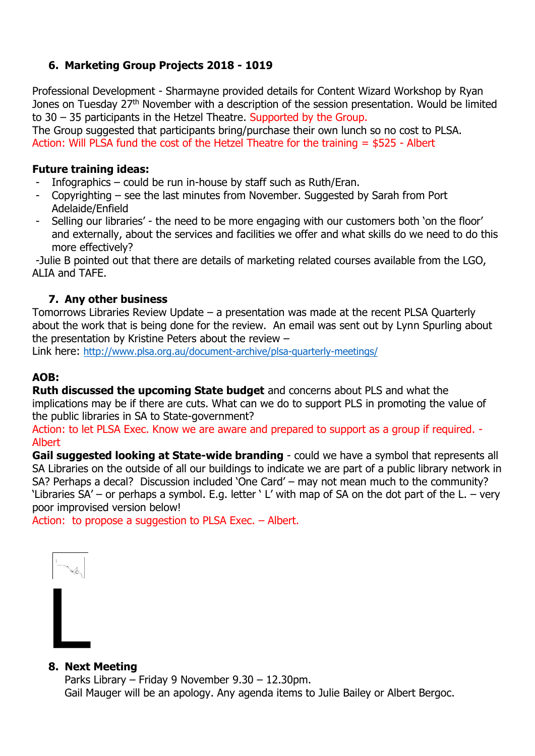## 6. Marketing Group Projects 2018 - 1019

Professional Development - Sharmayne provided details for Content Wizard Workshop by Ryan Jones on Tuesday 27th November with a description of the session presentation. Would be limited to 30 – 35 participants in the Hetzel Theatre. Supported by the Group.
The Group suggested that participants bring/purchase their own lunch so no cost to PLSA.
Action: Will PLSA fund the cost of the Hetzel Theatre for the training = $525 - Albert

**Future training ideas:**

- Infographics – could be run in-house by staff such as Ruth/Eran.
- Copyrighting – see the last minutes from November. Suggested by Sarah from Port Adelaide/Enfield
- Selling our libraries' - the need to be more engaging with our customers both 'on the floor' and externally, about the services and facilities we offer and what skills do we need to do this more effectively?

-Julie B pointed out that there are details of marketing related courses available from the LGO, ALIA and TAFE.

## 7. Any other business

Tomorrows Libraries Review Update – a presentation was made at the recent PLSA Quarterly about the work that is being done for the review. An email was sent out by Lynn Spurling about the presentation by Kristine Peters about the review –
Link here: http://www.plsa.org.au/document-archive/plsa-quarterly-meetings/

**AOB:**

**Ruth discussed the upcoming State budget** and concerns about PLS and what the implications may be if there are cuts. What can we do to support PLS in promoting the value of the public libraries in SA to State-government?
Action: to let PLSA Exec. Know we are aware and prepared to support as a group if required. - Albert

**Gail suggested looking at State-wide branding** - could we have a symbol that represents all SA Libraries on the outside of all our buildings to indicate we are part of a public library network in SA? Perhaps a decal? Discussion included 'One Card' – may not mean much to the community? 'Libraries SA' – or perhaps a symbol. E.g. letter ' L' with map of SA on the dot part of the L. – very poor improvised version below!
Action: to propose a suggestion to PLSA Exec. – Albert.

L

## 8. Next Meeting

Parks Library – Friday 9 November 9.30 – 12.30pm.
Gail Mauger will be an apology. Any agenda items to Julie Bailey or Albert Bergoc.